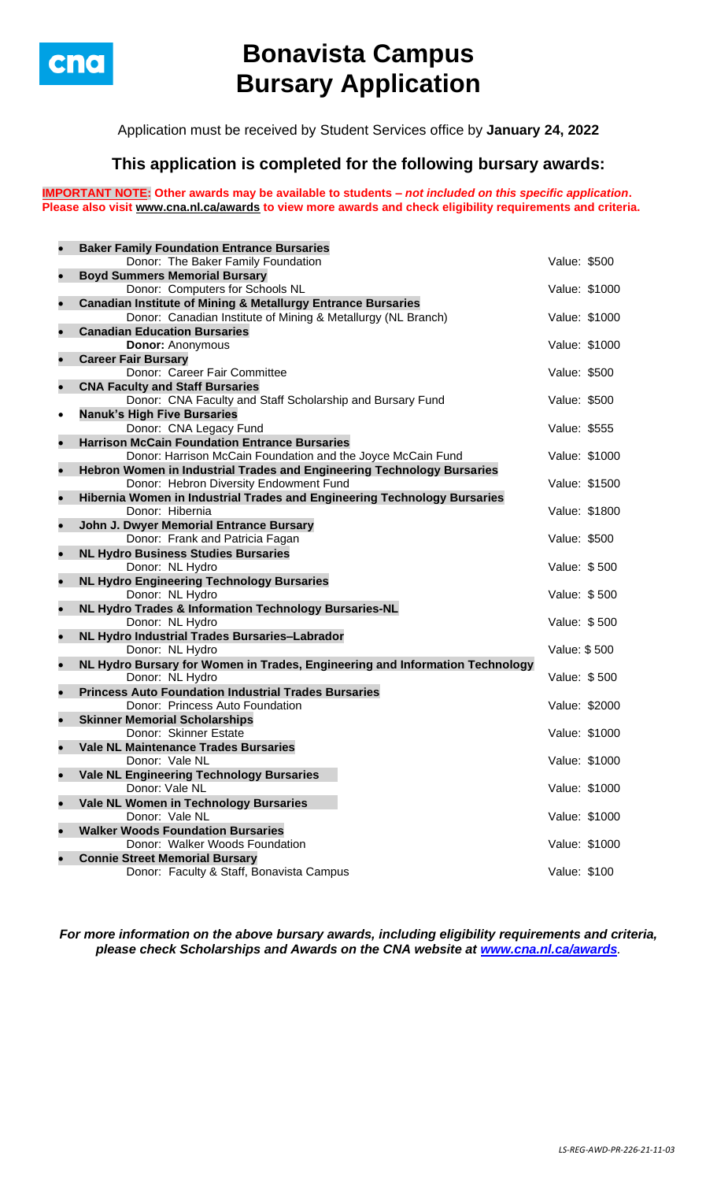# Bonavista Campus Bursary Application

Application must be received by Student Services office by **January 24, 2022**

## This application is completed for the following bursary awards:

**IMPORTANT NOTE: Other awards may be available to students – *not included on this specific application*. Please also visit www.cna.nl.ca/awards to view more awards and check eligibility requirements and criteria.**

- **Baker Family Foundation Entrance Bursaries**
  Donor: The Baker Family Foundation — Value: $500
- **Boyd Summers Memorial Bursary**
  Donor: Computers for Schools NL — Value: $1000
- **Canadian Institute of Mining & Metallurgy Entrance Bursaries**
  Donor: Canadian Institute of Mining & Metallurgy (NL Branch) — Value: $1000
- **Canadian Education Bursaries**
  **Donor:** Anonymous — Value: $1000
- **Career Fair Bursary**
  Donor: Career Fair Committee — Value: $500
- **CNA Faculty and Staff Bursaries**
  Donor: CNA Faculty and Staff Scholarship and Bursary Fund — Value: $500
- **Nanuk's High Five Bursaries**
  Donor: CNA Legacy Fund — Value: $555
- **Harrison McCain Foundation Entrance Bursaries**
  Donor: Harrison McCain Foundation and the Joyce McCain Fund — Value: $1000
- **Hebron Women in Industrial Trades and Engineering Technology Bursaries**
  Donor: Hebron Diversity Endowment Fund — Value: $1500
- **Hibernia Women in Industrial Trades and Engineering Technology Bursaries**
  Donor: Hibernia — Value: $1800
- **John J. Dwyer Memorial Entrance Bursary**
  Donor: Frank and Patricia Fagan — Value: $500
- **NL Hydro Business Studies Bursaries**
  Donor: NL Hydro — Value: $ 500
- **NL Hydro Engineering Technology Bursaries**
  Donor: NL Hydro — Value: $ 500
- **NL Hydro Trades & Information Technology Bursaries-NL**
  Donor: NL Hydro — Value: $ 500
- **NL Hydro Industrial Trades Bursaries–Labrador**
  Donor: NL Hydro — Value: $ 500
- **NL Hydro Bursary for Women in Trades, Engineering and Information Technology**
  Donor: NL Hydro — Value: $ 500
- **Princess Auto Foundation Industrial Trades Bursaries**
  Donor: Princess Auto Foundation — Value: $2000
- **Skinner Memorial Scholarships**
  Donor: Skinner Estate — Value: $1000
- **Vale NL Maintenance Trades Bursaries**
  Donor: Vale NL — Value: $1000
- **Vale NL Engineering Technology Bursaries**
  Donor: Vale NL — Value: $1000
- **Vale NL Women in Technology Bursaries**
  Donor: Vale NL — Value: $1000
- **Walker Woods Foundation Bursaries**
  Donor: Walker Woods Foundation — Value: $1000
- **Connie Street Memorial Bursary**
  Donor: Faculty & Staff, Bonavista Campus — Value: $100

***For more information on the above bursary awards, including eligibility requirements and criteria, please check Scholarships and Awards on the CNA website at www.cna.nl.ca/awards.***

*LS-REG-AWD-PR-226-21-11-03*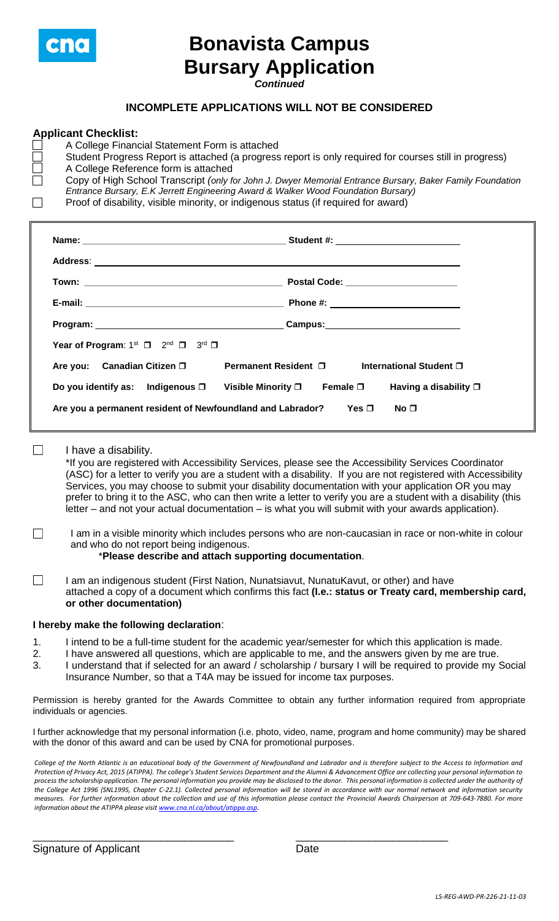# Bonavista Campus
# Bursary Application

*Continued*

**INCOMPLETE APPLICATIONS WILL NOT BE CONSIDERED**

**Applicant Checklist:**

☐ A College Financial Statement Form is attached

☐ Student Progress Report is attached (a progress report is only required for courses still in progress)

☐ A College Reference form is attached

☐ Copy of High School Transcript *(only for John J. Dwyer Memorial Entrance Bursary, Baker Family Foundation Entrance Bursary, E.K Jerrett Engineering Award & Walker Wood Foundation Bursary)*

☐ Proof of disability, visible minority, or indigenous status (if required for award)

**Name:** ______________________ **Student #:** ______________________

**Address:** ______________________________________________

**Town:** ______________________ **Postal Code:** ______________________

**E-mail:** ______________________ **Phone #:** ______________________

**Program:** ______________________ **Campus:** ______________________

**Year of Program:** 1st ☐ 2nd ☐ 3rd ☐

**Are you: Canadian Citizen ☐ Permanent Resident ☐ International Student ☐**

**Do you identify as: Indigenous ☐ Visible Minority ☐ Female ☐ Having a disability ☐**

**Are you a permanent resident of Newfoundland and Labrador? Yes ☐ No ☐**

☐ I have a disability.

*If you are registered with Accessibility Services, please see the Accessibility Services Coordinator (ASC) for a letter to verify you are a student with a disability. If you are not registered with Accessibility Services, you may choose to submit your disability documentation with your application OR you may prefer to bring it to the ASC, who can then write a letter to verify you are a student with a disability (this letter – and not your actual documentation – is what you will submit with your awards application).

☐ I am in a visible minority which includes persons who are non-caucasian in race or non-white in colour and who do not report being indigenous.

*__Please describe and attach supporting documentation__.

☐ I am an indigenous student (First Nation, Nunatsiavut, NunatuKavut, or other) and have attached a copy of a document which confirms this fact **(I.e.: status or Treaty card, membership card, or other documentation)**

**I hereby make the following declaration**:

1. I intend to be a full-time student for the academic year/semester for which this application is made.
2. I have answered all questions, which are applicable to me, and the answers given by me are true.
3. I understand that if selected for an award / scholarship / bursary I will be required to provide my Social Insurance Number, so that a T4A may be issued for income tax purposes.

Permission is hereby granted for the Awards Committee to obtain any further information required from appropriate individuals or agencies.

I further acknowledge that my personal information (i.e. photo, video, name, program and home community) may be shared with the donor of this award and can be used by CNA for promotional purposes.

*College of the North Atlantic is an educational body of the Government of Newfoundland and Labrador and is therefore subject to the Access to Information and Protection of Privacy Act, 2015 (ATIPPA). The college's Student Services Department and the Alumni & Advancement Office are collecting your personal information to process the scholarship application. The personal information you provide may be disclosed to the donor. This personal information is collected under the authority of the College Act 1996 (SNL1995, Chapter C-22.1). Collected personal information will be stored in accordance with our normal network and information security measures. For further information about the collection and use of this information please contact the Provincial Awards Chairperson at 709-643-7880. For more information about the ATIPPA please visit www.cna.nl.ca/about/atippa.asp.*

______________________________ ______________________

Signature of Applicant Date

*LS-REG-AWD-PR-226-21-11-03*